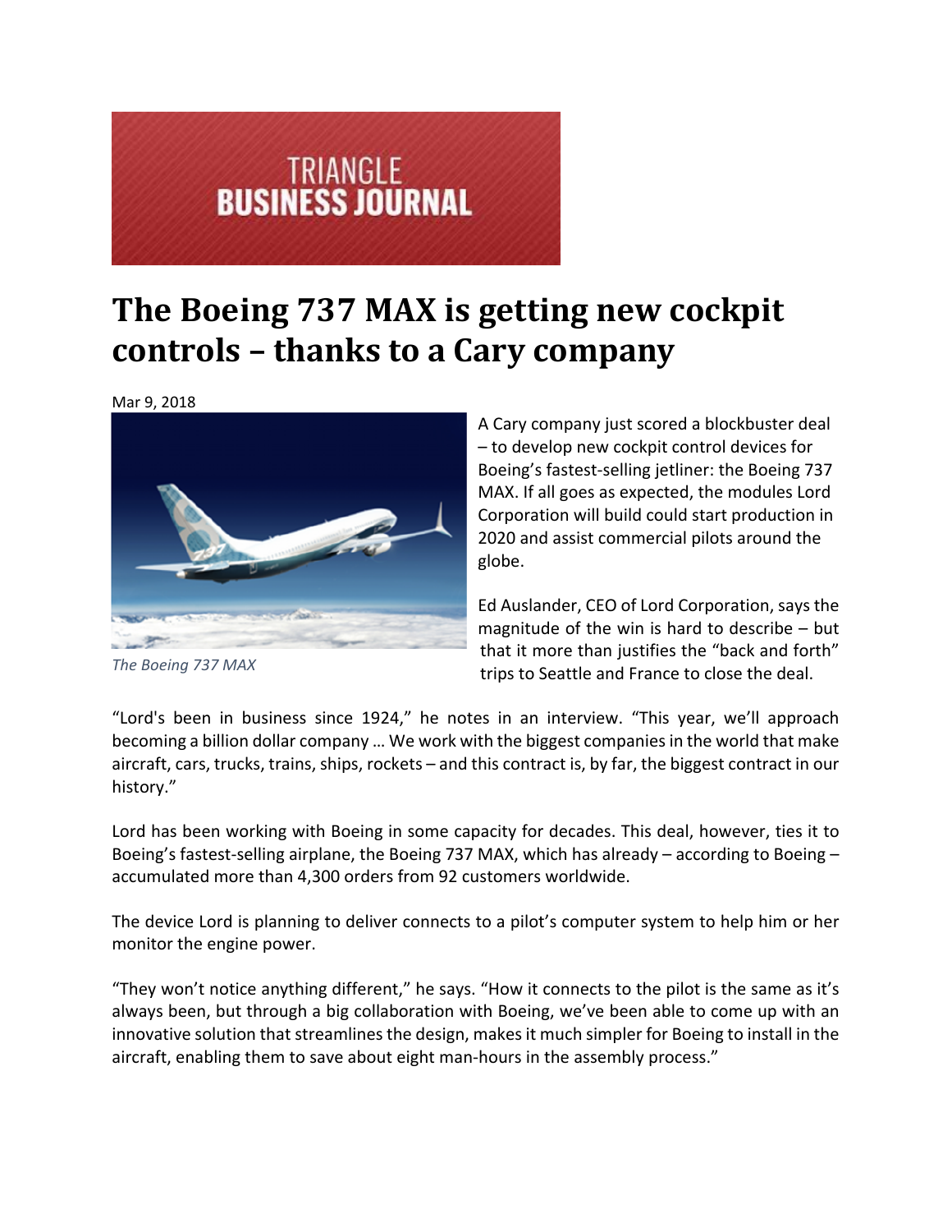TRIANGLE
BUSINESS JOURNAL

# The Boeing 737 MAX is getting new cockpit controls – thanks to a Cary company

Mar 9, 2018

*The Boeing 737 MAX*

A Cary company just scored a blockbuster deal – to develop new cockpit control devices for Boeing's fastest-selling jetliner: the Boeing 737 MAX. If all goes as expected, the modules Lord Corporation will build could start production in 2020 and assist commercial pilots around the globe.

Ed Auslander, CEO of Lord Corporation, says the magnitude of the win is hard to describe – but that it more than justifies the "back and forth" trips to Seattle and France to close the deal.

"Lord's been in business since 1924," he notes in an interview. "This year, we'll approach becoming a billion dollar company … We work with the biggest companies in the world that make aircraft, cars, trucks, trains, ships, rockets – and this contract is, by far, the biggest contract in our history."

Lord has been working with Boeing in some capacity for decades. This deal, however, ties it to Boeing's fastest-selling airplane, the Boeing 737 MAX, which has already – according to Boeing – accumulated more than 4,300 orders from 92 customers worldwide.

The device Lord is planning to deliver connects to a pilot's computer system to help him or her monitor the engine power.

"They won't notice anything different," he says. "How it connects to the pilot is the same as it's always been, but through a big collaboration with Boeing, we've been able to come up with an innovative solution that streamlines the design, makes it much simpler for Boeing to install in the aircraft, enabling them to save about eight man-hours in the assembly process."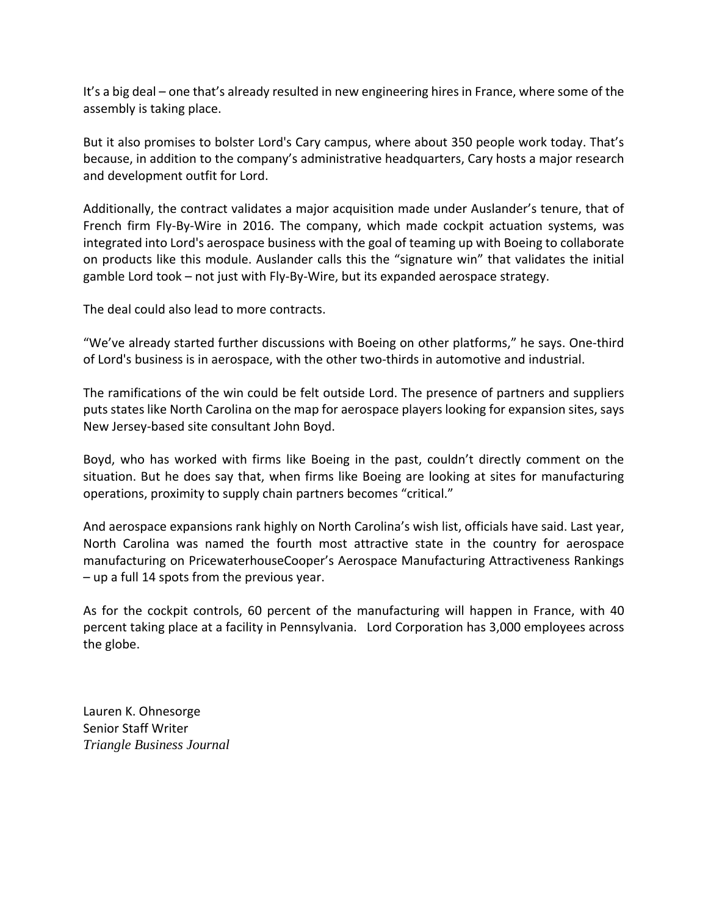It's a big deal – one that's already resulted in new engineering hires in France, where some of the assembly is taking place.

But it also promises to bolster Lord's Cary campus, where about 350 people work today. That's because, in addition to the company's administrative headquarters, Cary hosts a major research and development outfit for Lord.

Additionally, the contract validates a major acquisition made under Auslander's tenure, that of French firm Fly-By-Wire in 2016. The company, which made cockpit actuation systems, was integrated into Lord's aerospace business with the goal of teaming up with Boeing to collaborate on products like this module. Auslander calls this the "signature win" that validates the initial gamble Lord took – not just with Fly-By-Wire, but its expanded aerospace strategy.

The deal could also lead to more contracts.

"We've already started further discussions with Boeing on other platforms," he says. One-third of Lord's business is in aerospace, with the other two-thirds in automotive and industrial.

The ramifications of the win could be felt outside Lord. The presence of partners and suppliers puts states like North Carolina on the map for aerospace players looking for expansion sites, says New Jersey-based site consultant John Boyd.

Boyd, who has worked with firms like Boeing in the past, couldn't directly comment on the situation. But he does say that, when firms like Boeing are looking at sites for manufacturing operations, proximity to supply chain partners becomes "critical."

And aerospace expansions rank highly on North Carolina's wish list, officials have said. Last year, North Carolina was named the fourth most attractive state in the country for aerospace manufacturing on PricewaterhouseCooper's Aerospace Manufacturing Attractiveness Rankings – up a full 14 spots from the previous year.

As for the cockpit controls, 60 percent of the manufacturing will happen in France, with 40 percent taking place at a facility in Pennsylvania. Lord Corporation has 3,000 employees across the globe.

Lauren K. Ohnesorge  
Senior Staff Writer  
*Triangle Business Journal*